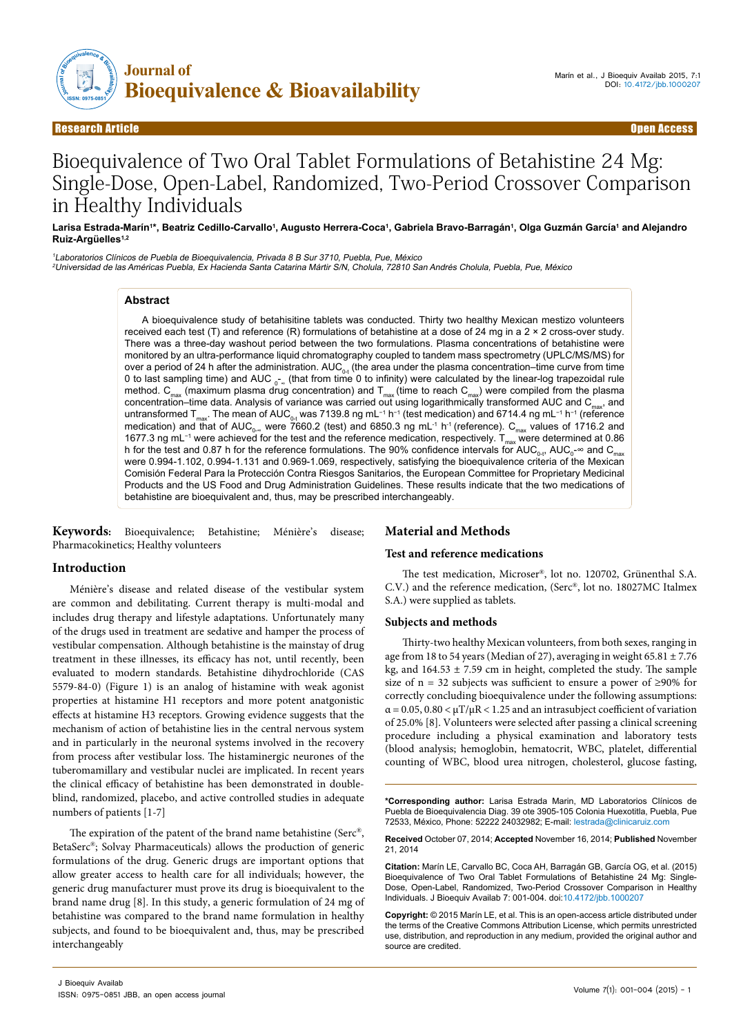Research Article | Open Access

# Bioequivalence of Two Oral Tablet Formulations of Betahistine 24 Mg: Single-Dose, Open-Label, Randomized, Two-Period Crossover Comparison in Healthy Individuals

**Larisa Estrada-Marín[1]*, Beatriz Cedillo-Carvallo[1], Augusto Herrera-Coca[1], Gabriela Bravo-Barragán[1], Olga Guzmán García[1] and Alejandro Ruiz-Argüelles[1,2]**

[1]*Laboratorios Clínicos de Puebla de Bioequivalencia, Privada 8 B Sur 3710, Puebla, Pue, México*
[2]*Universidad de las Américas Puebla, Ex Hacienda Santa Catarina Mártir S/N, Cholula, 72810 San Andrés Cholula, Puebla, Pue, México*

## Abstract

A bioequivalence study of betahisitine tablets was conducted. Thirty two healthy Mexican mestizo volunteers received each test (T) and reference (R) formulations of betahistine at a dose of 24 mg in a 2 × 2 cross-over study. There was a three-day washout period between the two formulations. Plasma concentrations of betahistine were monitored by an ultra-performance liquid chromatography coupled to tandem mass spectrometry (UPLC/MS/MS) for over a period of 24 h after the administration. $AUC_{0-t}$ (the area under the plasma concentration–time curve from time 0 to last sampling time) and $AUC_{0-\infty}$ (that from time 0 to infinity) were calculated by the linear-log trapezoidal rule method. $C_{max}$ (maximum plasma drug concentration) and $T_{max}$ (time to reach $C_{max}$) were compiled from the plasma concentration–time data. Analysis of variance was carried out using logarithmically transformed AUC and $C_{max}$, and untransformed $T_{max}$. The mean of $AUC_{0-t}$ was 7139.8 ng mL$^{-1}$ h$^{-1}$ (test medication) and 6714.4 ng mL$^{-1}$ h$^{-1}$ (reference medication) and that of $AUC_{0-\infty}$ were 7660.2 (test) and 6850.3 ng mL$^{-1}$ h$^{-1}$ (reference). $C_{max}$ values of 1716.2 and 1677.3 ng mL$^{-1}$ were achieved for the test and the reference medication, respectively. $T_{max}$ were determined at 0.86 h for the test and 0.87 h for the reference formulations. The 90% confidence intervals for $AUC_{0-t}$, $AUC_{0-\infty}$ and $C_{max}$ were 0.994-1.102, 0.994-1.131 and 0.969-1.069, respectively, satisfying the bioequivalence criteria of the Mexican Comisión Federal Para la Protección Contra Riesgos Sanitarios, the European Committee for Proprietary Medicinal Products and the US Food and Drug Administration Guidelines. These results indicate that the two medications of betahistine are bioequivalent and, thus, may be prescribed interchangeably.

**Keywords:** Bioequivalence; Betahistine; Ménière's disease; Pharmacokinetics; Healthy volunteers

## Introduction

Ménière's disease and related disease of the vestibular system are common and debilitating. Current therapy is multi-modal and includes drug therapy and lifestyle adaptations. Unfortunately many of the drugs used in treatment are sedative and hamper the process of vestibular compensation. Although betahistine is the mainstay of drug treatment in these illnesses, its efficacy has not, until recently, been evaluated to modern standards. Betahistine dihydrochloride (CAS 5579-84-0) (Figure 1) is an analog of histamine with weak agonist properties at histamine H1 receptors and more potent anatgonistic effects at histamine H3 receptors. Growing evidence suggests that the mechanism of action of betahistine lies in the central nervous system and in particularly in the neuronal systems involved in the recovery from process after vestibular loss. The histaminergic neurones of the tuberomamillary and vestibular nuclei are implicated. In recent years the clinical efficacy of betahistine has been demonstrated in double-blind, randomized, placebo, and active controlled studies in adequate numbers of patients [1-7]

The expiration of the patent of the brand name betahistine (Serc®, BetaSerc®; Solvay Pharmaceuticals) allows the production of generic formulations of the drug. Generic drugs are important options that allow greater access to health care for all individuals; however, the generic drug manufacturer must prove its drug is bioequivalent to the brand name drug [8]. In this study, a generic formulation of 24 mg of betahistine was compared to the brand name formulation in healthy subjects, and found to be bioequivalent and, thus, may be prescribed interchangeably

## Material and Methods

### Test and reference medications

The test medication, Microser®, lot no. 120702, Grünenthal S.A. C.V.) and the reference medication, (Serc®, lot no. 18027MC Italmex S.A.) were supplied as tablets.

### Subjects and methods

Thirty-two healthy Mexican volunteers, from both sexes, ranging in age from 18 to 54 years (Median of 27), averaging in weight 65.81 ± 7.76 kg, and 164.53 ± 7.59 cm in height, completed the study. The sample size of n = 32 subjects was sufficient to ensure a power of ≥90% for correctly concluding bioequivalence under the following assumptions: $\alpha = 0.05$, $0.80 < \mu T/\mu R < 1.25$ and an intrasubject coefficient of variation of 25.0% [8]. Volunteers were selected after passing a clinical screening procedure including a physical examination and laboratory tests (blood analysis; hemoglobin, hematocrit, WBC, platelet, differential counting of WBC, blood urea nitrogen, cholesterol, glucose fasting,

---

***Corresponding author:** Larisa Estrada Marin, MD Laboratorios Clínicos de Puebla de Bioequivalencia Diag. 39 ote 3905-105 Colonia Huexotitla, Puebla, Pue 72533, México, Phone: 52222 24032982; E-mail: lestrada@clinicaruiz.com

**Received** October 07, 2014; **Accepted** November 16, 2014; **Published** November 21, 2014

**Citation:** Marín LE, Carvallo BC, Coca AH, Barragán GB, García OG, et al. (2015) Bioequivalence of Two Oral Tablet Formulations of Betahistine 24 Mg: Single-Dose, Open-Label, Randomized, Two-Period Crossover Comparison in Healthy Individuals. J Bioequiv Availab 7: 001-004. doi:10.4172/jbb.1000207

**Copyright:** © 2015 Marín LE, et al. This is an open-access article distributed under the terms of the Creative Commons Attribution License, which permits unrestricted use, distribution, and reproduction in any medium, provided the original author and source are credited.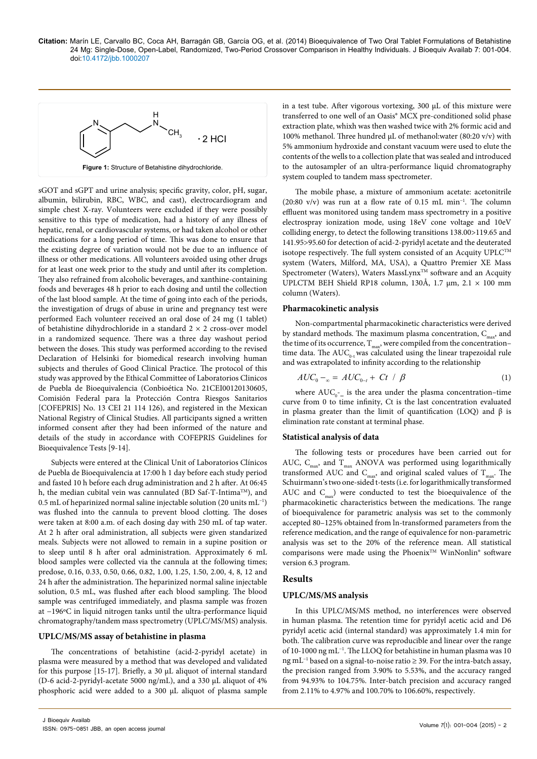Figure 1: Structure of Betahistine dihydrochloride.

sGOT and sGPT and urine analysis; specific gravity, color, pH, sugar, albumin, bilirubin, RBC, WBC, and cast), electrocardiogram and simple chest X-ray. Volunteers were excluded if they were possibly sensitive to this type of medication, had a history of any illness of hepatic, renal, or cardiovascular systems, or had taken alcohol or other medications for a long period of time. This was done to ensure that the existing degree of variation would not be due to an influence of illness or other medications. All volunteers avoided using other drugs for at least one week prior to the study and until after its completion. They also refrained from alcoholic beverages, and xanthine-containing foods and beverages 48 h prior to each dosing and until the collection of the last blood sample. At the time of going into each of the periods, the investigation of drugs of abuse in urine and pregnancy test were performed Each volunteer received an oral dose of 24 mg (1 tablet) of betahistine dihydrochloride in a standard 2 × 2 cross-over model in a randomized sequence. There was a three day washout period between the doses. This study was performed according to the revised Declaration of Helsinki for biomedical research involving human subjects and therules of Good Clinical Practice. The protocol of this study was approved by the Ethical Committee of Laboratorios Clinicos de Puebla de Bioequivalencia (Conbioética No. 21CEI00120130605, Comisión Federal para la Protección Contra Riesgos Sanitarios [COFEPRIS] No. 13 CEI 21 114 126), and registered in the Mexican National Registry of Clinical Studies. All participants signed a written informed consent after they had been informed of the nature and details of the study in accordance with COFEPRIS Guidelines for Bioequivalence Tests [9-14].

Subjects were entered at the Clinical Unit of Laboratorios Clínicos de Puebla de Bioequivalencia at 17:00 h 1 day before each study period and fasted 10 h before each drug administration and 2 h after. At 06:45 h, the median cubital vein was cannulated (BD Saf-T-Intima™), and 0.5 mL of heparinized normal saline injectable solution (20 units mL$^{-1}$) was flushed into the cannula to prevent blood clotting. The doses were taken at 8:00 a.m. of each dosing day with 250 mL of tap water. At 2 h after oral administration, all subjects were given standarized meals. Subjects were not allowed to remain in a supine position or to sleep until 8 h after oral administration. Approximately 6 mL blood samples were collected via the cannula at the following times; predose, 0.16, 0.33, 0.50, 0.66, 0.82, 1.00, 1.25, 1.50, 2.00, 4, 8, 12 and 24 h after the administration. The heparinized normal saline injectable solution, 0.5 mL, was flushed after each blood sampling. The blood sample was centrifuged immediately, and plasma sample was frozen at −196ºC in liquid nitrogen tanks until the ultra-performance liquid chromatography/tandem mass spectrometry (UPLC/MS/MS) analysis.

### UPLC/MS/MS assay of betahistine in plasma

The concentrations of betahistine (acid-2-pyridyl acetate) in plasma were measured by a method that was developed and validated for this purpose [15-17]. Briefly, a 30 µL aliquot of internal standard (D-6 acid-2-pyridyl-acetate 5000 ng/mL), and a 330 µL aliquot of 4% phosphoric acid were added to a 300 µL aliquot of plasma sample in a test tube. After vigorous vortexing, 300 µL of this mixture were transferred to one well of an Oasis® MCX pre-conditioned solid phase extraction plate, whixh was then washed twice with 2% formic acid and 100% methanol. Three hundred µL of methanol:water (80:20 v/v) with 5% ammonium hydroxide and constant vacuum were used to elute the contents of the wells to a collection plate that was sealed and introduced to the autosampler of an ultra-performance liquid chromatography system coupled to tandem mass spectrometer.

The mobile phase, a mixture of ammonium acetate: acetonitrile (20:80 v/v) was run at a flow rate of 0.15 mL min$^{-1}$. The column effluent was monitored using tandem mass spectrometry in a positive electrospray ionization mode, using 18eV cone voltage and 10eV colliding energy, to detect the following transitions 138.00>119.65 and 141.95>95.60 for detection of acid-2-pyridyl acetate and the deuterated isotope respectively. The full system consisted of an Acquity UPLC™ system (Waters, Milford, MA, USA), a Quattro Premier XE Mass Spectrometer (Waters), Waters MassLynx™ software and an Acquity UPLCTM BEH Shield RP18 column, 130Å, 1.7 µm, 2.1 × 100 mm column (Waters).

### Pharmacokinetic analysis

Non-compartmental pharmacokinetic characteristics were derived by standard methods. The maximum plasma concentration, $C_{max}$, and the time of its occurrence, $T_{max}$, were compiled from the concentration–time data. The $AUC_{0-t}$ was calculated using the linear trapezoidal rule and was extrapolated to infinity according to the relationship

$$AUC_{0-\infty} = AUC_{0-t} + Ct \ / \ \beta \tag{1}$$

where $AUC_{0-\infty}$ is the area under the plasma concentration–time curve from 0 to time infinity, Ct is the last concentration evaluated in plasma greater than the limit of quantification (LOQ) and β is elimination rate constant at terminal phase.

### Statistical analysis of data

The following tests or procedures have been carried out for AUC, $C_{max}$, and $T_{max}$ ANOVA was performed using logarithmically transformed AUC and $C_{max}$, and original scaled values of $T_{max}$. The Schiurmann's two one-sided t-tests (i.e. for logarithmically transformed AUC and $C_{max}$) were conducted to test the bioequivalence of the pharmacokinetic characteristics between the medications. The range of bioequivalence for parametric analysis was set to the commonly accepted 80–125% obtained from ln-transformed parameters from the reference medication, and the range of equivalence for non-parametric analysis was set to the 20% of the reference mean. All statistical comparisons were made using the Phoenix™ WinNonlin® software version 6.3 program.

## Results

### UPLC/MS/MS analysis

In this UPLC/MS/MS method, no interferences were observed in human plasma. The retention time for pyridyl acetic acid and D6 pyridyl acetic acid (internal standard) was approximately 1.4 min for both. The calibration curve was reproducible and linear over the range of 10-1000 ng mL$^{-1}$. The LLOQ for betahistine in human plasma was 10 ng mL$^{-1}$ based on a signal-to-noise ratio ≥ 39. For the intra-batch assay, the precision ranged from 3.90% to 5.53%, and the accuracy ranged from 94.93% to 104.75%. Inter-batch precision and accuracy ranged from 2.11% to 4.97% and 100.70% to 106.60%, respectively.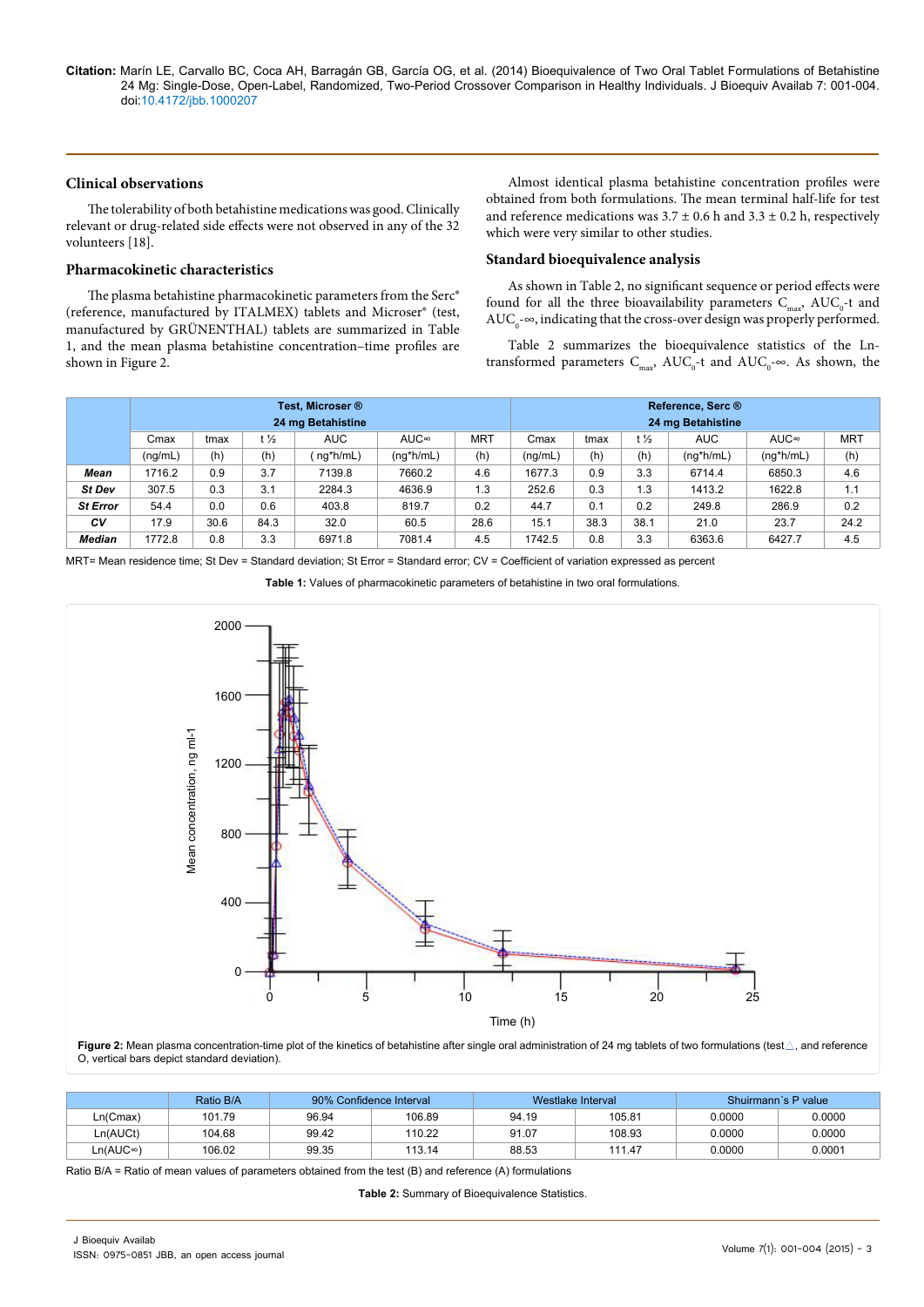### Clinical observations

The tolerability of both betahistine medications was good. Clinically relevant or drug-related side effects were not observed in any of the 32 volunteers [18].

### Pharmacokinetic characteristics

The plasma betahistine pharmacokinetic parameters from the Serc® (reference, manufactured by ITALMEX) tablets and Microser® (test, manufactured by GRÜNENTHAL) tablets are summarized in Table 1, and the mean plasma betahistine concentration–time profiles are shown in Figure 2.

Almost identical plasma betahistine concentration profiles were obtained from both formulations. The mean terminal half-life for test and reference medications was 3.7 ± 0.6 h and 3.3 ± 0.2 h, respectively which were very similar to other studies.

### Standard bioequivalence analysis

As shown in Table 2, no significant sequence or period effects were found for all the three bioavailability parameters $C_{max}$, $AUC_0$-t and $AUC_0$-∞, indicating that the cross-over design was properly performed.

Table 2 summarizes the bioequivalence statistics of the Ln-transformed parameters $C_{max}$, $AUC_0$-t and $AUC_0$-∞. As shown, the

| | Test, Microser ® 24 mg Betahistine | | | | | | Reference, Serc ® 24 mg Betahistine | | | | | |
|---|---|---|---|---|---|---|---|---|---|---|---|---|
| | Cmax | tmax | t ½ | AUC | AUC∞ | MRT | Cmax | tmax | t ½ | AUC | AUC∞ | MRT |
| | (ng/mL) | (h) | (h) | ( ng*h/mL) | (ng*h/mL) | (h) | (ng/mL) | (h) | (h) | (ng*h/mL) | (ng*h/mL) | (h) |
| ***Mean*** | 1716.2 | 0.9 | 3.7 | 7139.8 | 7660.2 | 4.6 | 1677.3 | 0.9 | 3.3 | 6714.4 | 6850.3 | 4.6 |
| ***St Dev*** | 307.5 | 0.3 | 3.1 | 2284.3 | 4636.9 | 1.3 | 252.6 | 0.3 | 1.3 | 1413.2 | 1622.8 | 1.1 |
| ***St Error*** | 54.4 | 0.0 | 0.6 | 403.8 | 819.7 | 0.2 | 44.7 | 0.1 | 0.2 | 249.8 | 286.9 | 0.2 |
| ***CV*** | 17.9 | 30.6 | 84.3 | 32.0 | 60.5 | 28.6 | 15.1 | 38.3 | 38.1 | 21.0 | 23.7 | 24.2 |
| ***Median*** | 1772.8 | 0.8 | 3.3 | 6971.8 | 7081.4 | 4.5 | 1742.5 | 0.8 | 3.3 | 6363.6 | 6427.7 | 4.5 |

MRT= Mean residence time; St Dev = Standard deviation; St Error = Standard error; CV = Coefficient of variation expressed as percent

**Table 1:** Values of pharmacokinetic parameters of betahistine in two oral formulations.

**Figure 2:** Mean plasma concentration-time plot of the kinetics of betahistine after single oral administration of 24 mg tablets of two formulations (test△, and reference O, vertical bars depict standard deviation).

| | Ratio B/A | 90% Confidence Interval | | Westlake Interval | | Shuirmann´s P value | |
|---|---|---|---|---|---|---|---|
| Ln(Cmax) | 101.79 | 96.94 | 106.89 | 94.19 | 105.81 | 0.0000 | 0.0000 |
| Ln(AUCt) | 104.68 | 99.42 | 110.22 | 91.07 | 108.93 | 0.0000 | 0.0000 |
| Ln(AUC∞) | 106.02 | 99.35 | 113.14 | 88.53 | 111.47 | 0.0000 | 0.0001 |

Ratio B/A = Ratio of mean values of parameters obtained from the test (B) and reference (A) formulations

**Table 2:** Summary of Bioequivalence Statistics.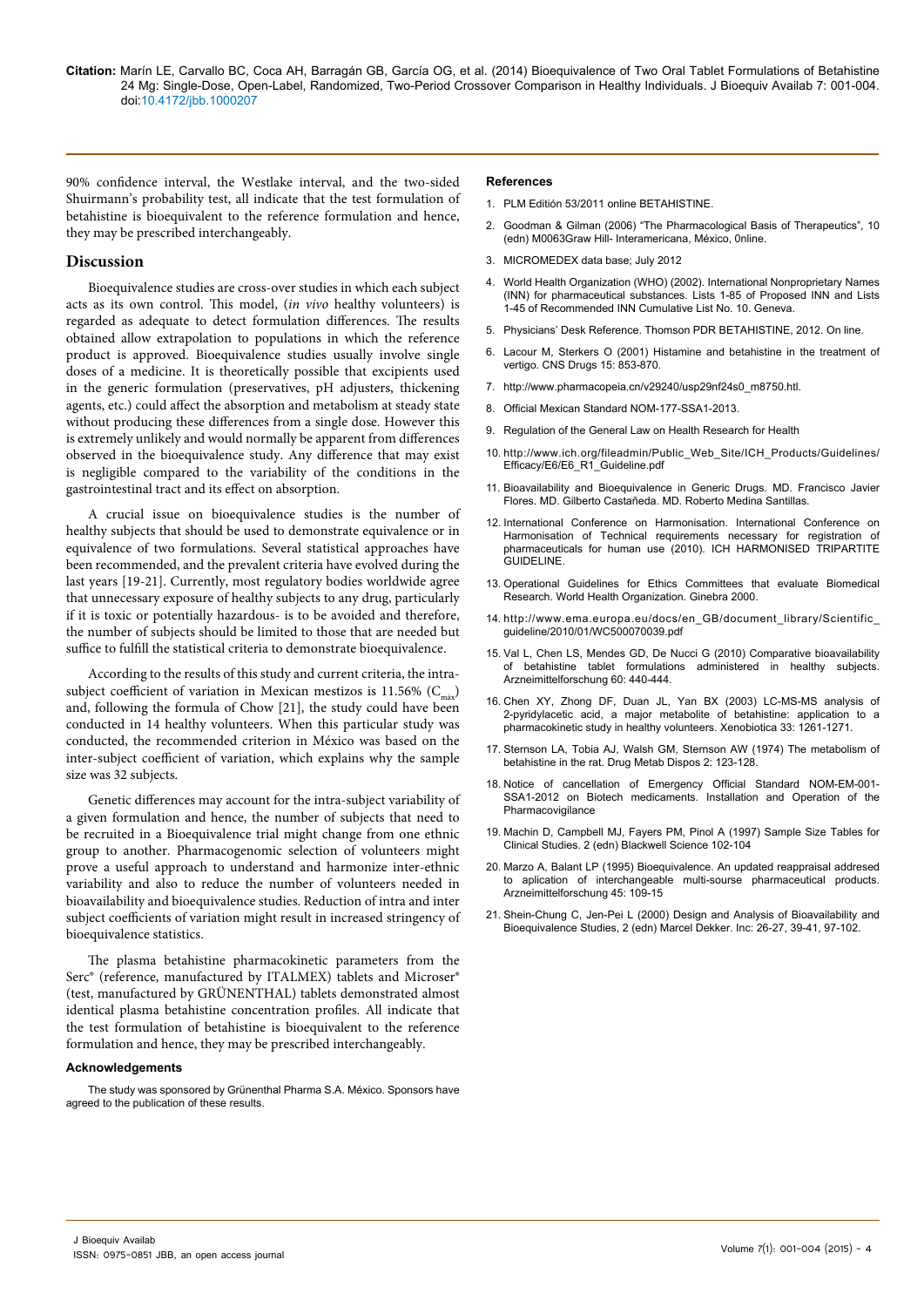90% confidence interval, the Westlake interval, and the two-sided Shuirmann's probability test, all indicate that the test formulation of betahistine is bioequivalent to the reference formulation and hence, they may be prescribed interchangeably.

## Discussion

Bioequivalence studies are cross-over studies in which each subject acts as its own control. This model, (*in vivo* healthy volunteers) is regarded as adequate to detect formulation differences. The results obtained allow extrapolation to populations in which the reference product is approved. Bioequivalence studies usually involve single doses of a medicine. It is theoretically possible that excipients used in the generic formulation (preservatives, pH adjusters, thickening agents, etc.) could affect the absorption and metabolism at steady state without producing these differences from a single dose. However this is extremely unlikely and would normally be apparent from differences observed in the bioequivalence study. Any difference that may exist is negligible compared to the variability of the conditions in the gastrointestinal tract and its effect on absorption.

A crucial issue on bioequivalence studies is the number of healthy subjects that should be used to demonstrate equivalence or in equivalence of two formulations. Several statistical approaches have been recommended, and the prevalent criteria have evolved during the last years [19-21]. Currently, most regulatory bodies worldwide agree that unnecessary exposure of healthy subjects to any drug, particularly if it is toxic or potentially hazardous- is to be avoided and therefore, the number of subjects should be limited to those that are needed but suffice to fulfill the statistical criteria to demonstrate bioequivalence.

According to the results of this study and current criteria, the intra-subject coefficient of variation in Mexican mestizos is 11.56% ($C_{máx}$) and, following the formula of Chow [21], the study could have been conducted in 14 healthy volunteers. When this particular study was conducted, the recommended criterion in México was based on the inter-subject coefficient of variation, which explains why the sample size was 32 subjects.

Genetic differences may account for the intra-subject variability of a given formulation and hence, the number of subjects that need to be recruited in a Bioequivalence trial might change from one ethnic group to another. Pharmacogenomic selection of volunteers might prove a useful approach to understand and harmonize inter-ethnic variability and also to reduce the number of volunteers needed in bioavailability and bioequivalence studies. Reduction of intra and inter subject coefficients of variation might result in increased stringency of bioequivalence statistics.

The plasma betahistine pharmacokinetic parameters from the Serc® (reference, manufactured by ITALMEX) tablets and Microser® (test, manufactured by GRÜNENTHAL) tablets demonstrated almost identical plasma betahistine concentration profiles. All indicate that the test formulation of betahistine is bioequivalent to the reference formulation and hence, they may be prescribed interchangeably.

### Acknowledgements

The study was sponsored by Grünenthal Pharma S.A. México. Sponsors have agreed to the publication of these results.

### References

1. PLM Editión 53/2011 online BETAHISTINE.
2. Goodman & Gilman (2006) "The Pharmacological Basis of Therapeutics", 10 (edn) M0063Graw Hill- Interamericana, México, 0nline.
3. MICROMEDEX data base; July 2012
4. World Health Organization (WHO) (2002). International Nonproprietary Names (INN) for pharmaceutical substances. Lists 1-85 of Proposed INN and Lists 1-45 of Recommended INN Cumulative List No. 10. Geneva.
5. Physicians' Desk Reference. Thomson PDR BETAHISTINE, 2012. On line.
6. Lacour M, Sterkers O (2001) Histamine and betahistine in the treatment of vertigo. CNS Drugs 15: 853-870.
7. http://www.pharmacopeia.cn/v29240/usp29nf24s0_m8750.htl.
8. Official Mexican Standard NOM-177-SSA1-2013.
9. Regulation of the General Law on Health Research for Health
10. http://www.ich.org/fileadmin/Public_Web_Site/ICH_Products/Guidelines/Efficacy/E6/E6_R1_Guideline.pdf
11. Bioavailability and Bioequivalence in Generic Drugs. MD. Francisco Javier Flores. MD. Gilberto Castañeda. MD. Roberto Medina Santillas.
12. International Conference on Harmonisation. International Conference on Harmonisation of Technical requirements necessary for registration of pharmaceuticals for human use (2010). ICH HARMONISED TRIPARTITE GUIDELINE.
13. Operational Guidelines for Ethics Committees that evaluate Biomedical Research. World Health Organization. Ginebra 2000.
14. http://www.ema.europa.eu/docs/en_GB/document_library/Scientific_guideline/2010/01/WC500070039.pdf
15. Val L, Chen LS, Mendes GD, De Nucci G (2010) Comparative bioavailability of betahistine tablet formulations administered in healthy subjects. Arzneimittelforschung 60: 440-444.
16. Chen XY, Zhong DF, Duan JL, Yan BX (2003) LC-MS-MS analysis of 2-pyridylacetic acid, a major metabolite of betahistine: application to a pharmacokinetic study in healthy volunteers. Xenobiotica 33: 1261-1271.
17. Sternson LA, Tobia AJ, Walsh GM, Sternson AW (1974) The metabolism of betahistine in the rat. Drug Metab Dispos 2: 123-128.
18. Notice of cancellation of Emergency Official Standard NOM-EM-001-SSA1-2012 on Biotech medicaments. Installation and Operation of the Pharmacovigilance
19. Machin D, Campbell MJ, Fayers PM, Pinol A (1997) Sample Size Tables for Clinical Studies. 2 (edn) Blackwell Science 102-104
20. Marzo A, Balant LP (1995) Bioequivalence. An updated reappraisal addresed to aplication of interchangeable multi-sourse pharmaceutical products. Arzneimittelforschung 45: 109-15
21. Shein-Chung C, Jen-Pei L (2000) Design and Analysis of Bioavailability and Bioequivalence Studies, 2 (edn) Marcel Dekker. Inc: 26-27, 39-41, 97-102.